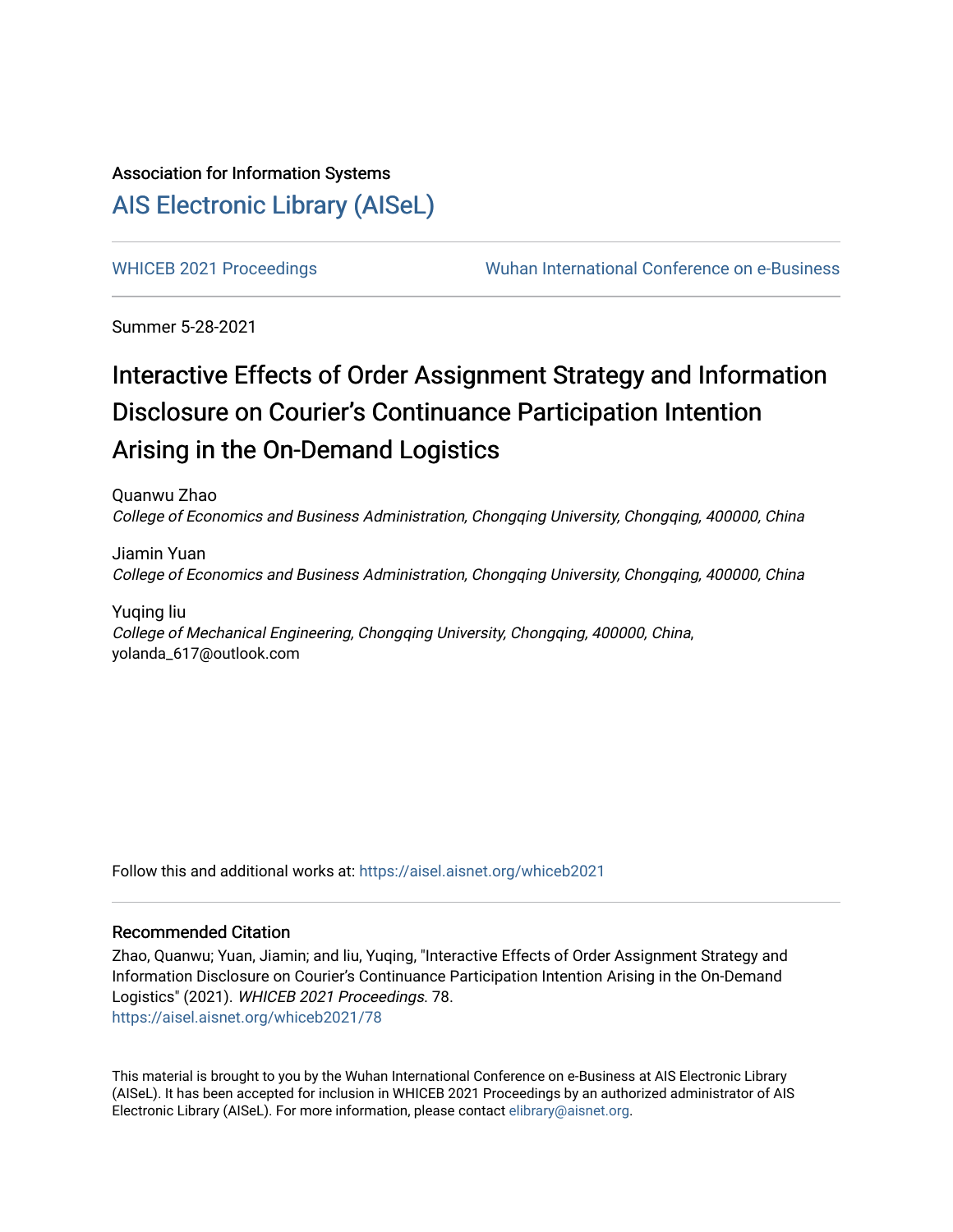Association for Information Systems

# AIS Electronic Library (AISeL)

WHICEB 2021 Proceedings

Wuhan International Conference on e-Business

Summer 5-28-2021

# Interactive Effects of Order Assignment Strategy and Information Disclosure on Courier's Continuance Participation Intention Arising in the On-Demand Logistics

Quanwu Zhao
*College of Economics and Business Administration, Chongqing University, Chongqing, 400000, China*

Jiamin Yuan
*College of Economics and Business Administration, Chongqing University, Chongqing, 400000, China*

Yuqing liu
*College of Mechanical Engineering, Chongqing University, Chongqing, 400000, China*, yolanda_617@outlook.com

Follow this and additional works at: https://aisel.aisnet.org/whiceb2021

## Recommended Citation

Zhao, Quanwu; Yuan, Jiamin; and liu, Yuqing, "Interactive Effects of Order Assignment Strategy and Information Disclosure on Courier's Continuance Participation Intention Arising in the On-Demand Logistics" (2021). *WHICEB 2021 Proceedings*. 78.
https://aisel.aisnet.org/whiceb2021/78

This material is brought to you by the Wuhan International Conference on e-Business at AIS Electronic Library (AISeL). It has been accepted for inclusion in WHICEB 2021 Proceedings by an authorized administrator of AIS Electronic Library (AISeL). For more information, please contact elibrary@aisnet.org.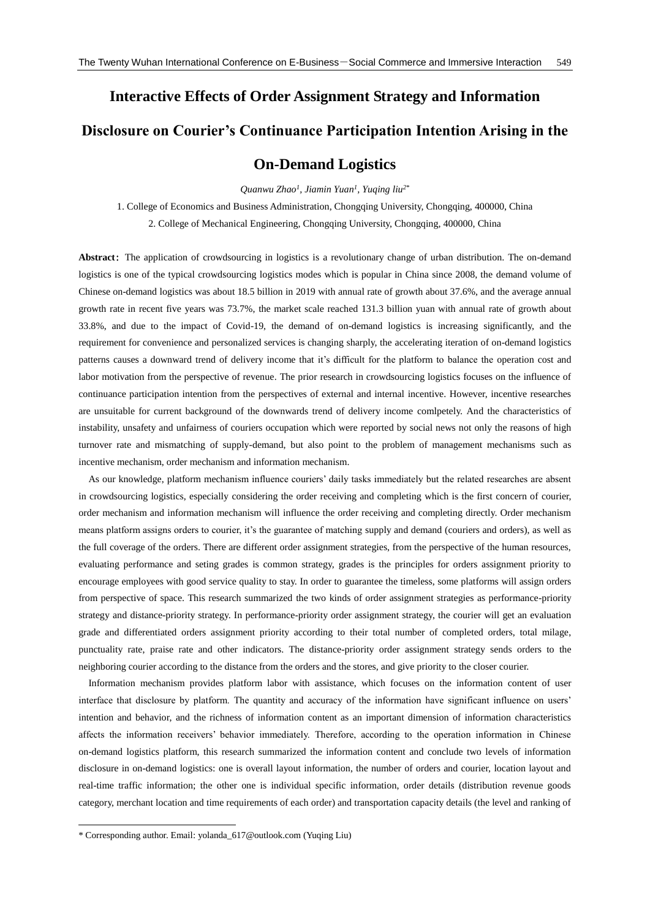# Interactive Effects of Order Assignment Strategy and Information Disclosure on Courier's Continuance Participation Intention Arising in the On-Demand Logistics

*Quanwu Zhao[1], Jiamin Yuan[1], Yuqing liu[2*]*

1. College of Economics and Business Administration, Chongqing University, Chongqing, 400000, China
2. College of Mechanical Engineering, Chongqing University, Chongqing, 400000, China

**Abstract**: The application of crowdsourcing in logistics is a revolutionary change of urban distribution. The on-demand logistics is one of the typical crowdsourcing logistics modes which is popular in China since 2008, the demand volume of Chinese on-demand logistics was about 18.5 billion in 2019 with annual rate of growth about 37.6%, and the average annual growth rate in recent five years was 73.7%, the market scale reached 131.3 billion yuan with annual rate of growth about 33.8%, and due to the impact of Covid-19, the demand of on-demand logistics is increasing significantly, and the requirement for convenience and personalized services is changing sharply, the accelerating iteration of on-demand logistics patterns causes a downward trend of delivery income that it's difficult for the platform to balance the operation cost and labor motivation from the perspective of revenue. The prior research in crowdsourcing logistics focuses on the influence of continuance participation intention from the perspectives of external and internal incentive. However, incentive researches are unsuitable for current background of the downwards trend of delivery income comlpetely. And the characteristics of instability, unsafety and unfairness of couriers occupation which were reported by social news not only the reasons of high turnover rate and mismatching of supply-demand, but also point to the problem of management mechanisms such as incentive mechanism, order mechanism and information mechanism.

As our knowledge, platform mechanism influence couriers' daily tasks immediately but the related researches are absent in crowdsourcing logistics, especially considering the order receiving and completing which is the first concern of courier, order mechanism and information mechanism will influence the order receiving and completing directly. Order mechanism means platform assigns orders to courier, it's the guarantee of matching supply and demand (couriers and orders), as well as the full coverage of the orders. There are different order assignment strategies, from the perspective of the human resources, evaluating performance and seting grades is common strategy, grades is the principles for orders assignment priority to encourage employees with good service quality to stay. In order to guarantee the timeless, some platforms will assign orders from perspective of space. This research summarized the two kinds of order assignment strategies as performance-priority strategy and distance-priority strategy. In performance-priority order assignment strategy, the courier will get an evaluation grade and differentiated orders assignment priority according to their total number of completed orders, total milage, punctuality rate, praise rate and other indicators. The distance-priority order assignment strategy sends orders to the neighboring courier according to the distance from the orders and the stores, and give priority to the closer courier.

Information mechanism provides platform labor with assistance, which focuses on the information content of user interface that disclosure by platform. The quantity and accuracy of the information have significant influence on users' intention and behavior, and the richness of information content as an important dimension of information characteristics affects the information receivers' behavior immediately. Therefore, according to the operation information in Chinese on-demand logistics platform, this research summarized the information content and conclude two levels of information disclosure in on-demand logistics: one is overall layout information, the number of orders and courier, location layout and real-time traffic information; the other one is individual specific information, order details (distribution revenue goods category, merchant location and time requirements of each order) and transportation capacity details (the level and ranking of

---

* Corresponding author. Email: yolanda_617@outlook.com (Yuqing Liu)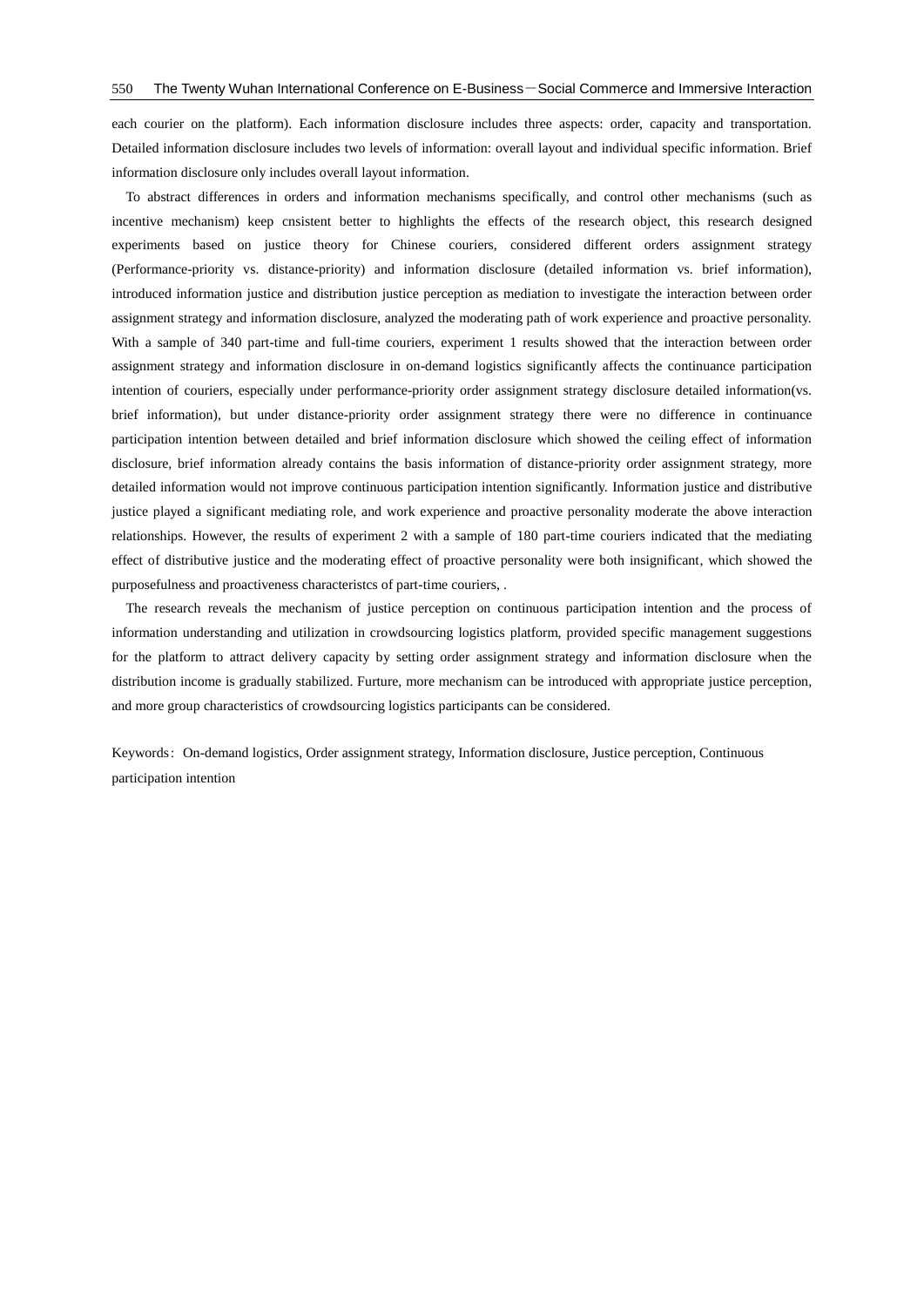each courier on the platform). Each information disclosure includes three aspects: order, capacity and transportation. Detailed information disclosure includes two levels of information: overall layout and individual specific information. Brief information disclosure only includes overall layout information.

To abstract differences in orders and information mechanisms specifically, and control other mechanisms (such as incentive mechanism) keep cnsistent better to highlights the effects of the research object, this research designed experiments based on justice theory for Chinese couriers, considered different orders assignment strategy (Performance-priority vs. distance-priority) and information disclosure (detailed information vs. brief information), introduced information justice and distribution justice perception as mediation to investigate the interaction between order assignment strategy and information disclosure, analyzed the moderating path of work experience and proactive personality. With a sample of 340 part-time and full-time couriers, experiment 1 results showed that the interaction between order assignment strategy and information disclosure in on-demand logistics significantly affects the continuance participation intention of couriers, especially under performance-priority order assignment strategy disclosure detailed information(vs. brief information), but under distance-priority order assignment strategy there were no difference in continuance participation intention between detailed and brief information disclosure which showed the ceiling effect of information disclosure, brief information already contains the basis information of distance-priority order assignment strategy, more detailed information would not improve continuous participation intention significantly. Information justice and distributive justice played a significant mediating role, and work experience and proactive personality moderate the above interaction relationships. However, the results of experiment 2 with a sample of 180 part-time couriers indicated that the mediating effect of distributive justice and the moderating effect of proactive personality were both insignificant, which showed the purposefulness and proactiveness characteristcs of part-time couriers, .

The research reveals the mechanism of justice perception on continuous participation intention and the process of information understanding and utilization in crowdsourcing logistics platform, provided specific management suggestions for the platform to attract delivery capacity by setting order assignment strategy and information disclosure when the distribution income is gradually stabilized. Furture, more mechanism can be introduced with appropriate justice perception, and more group characteristics of crowdsourcing logistics participants can be considered.

Keywords：On-demand logistics, Order assignment strategy, Information disclosure, Justice perception, Continuous participation intention